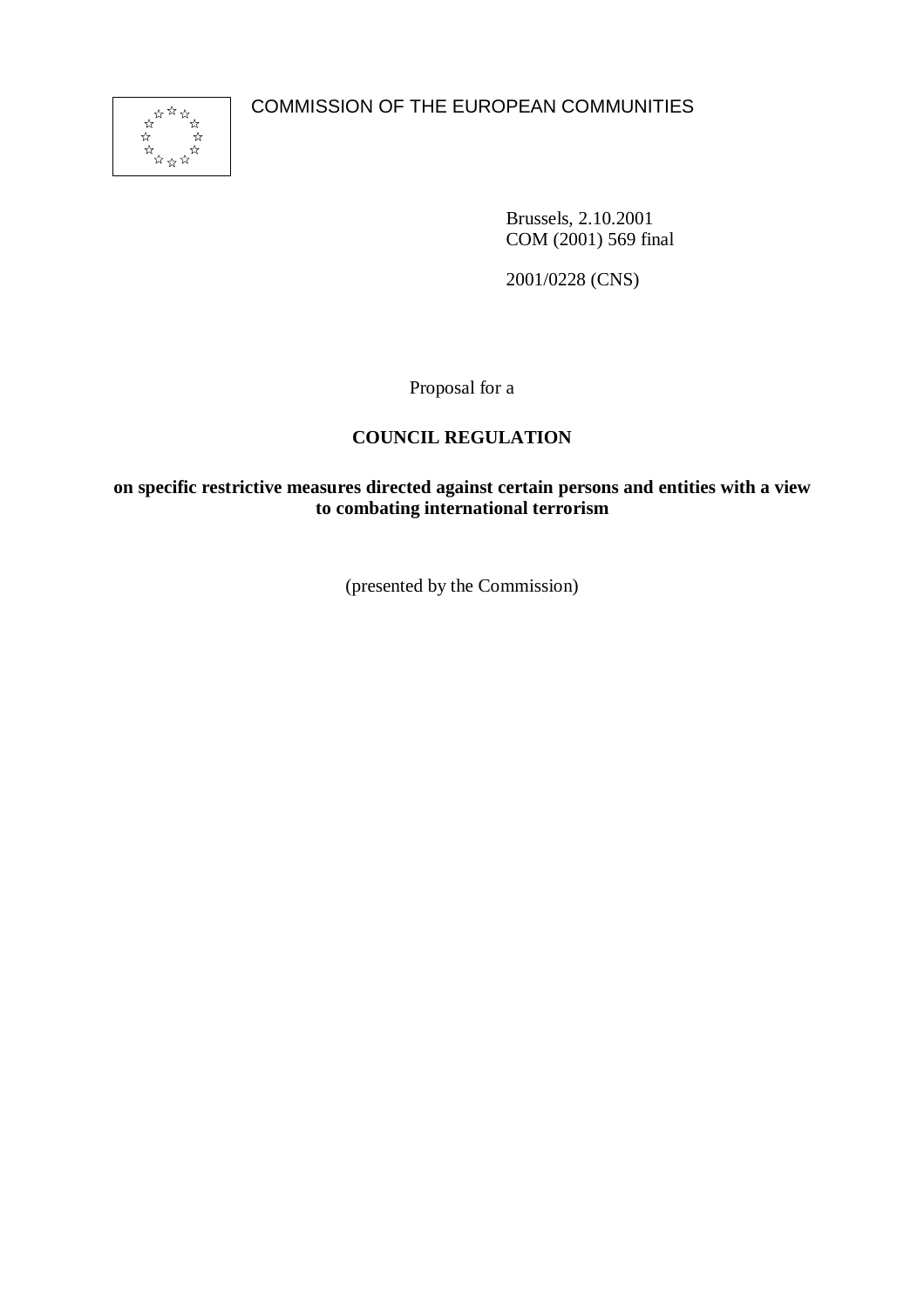COMMISSION OF THE EUROPEAN COMMUNITIES

Brussels, 2.10.2001
COM (2001) 569 final

2001/0228 (CNS)

Proposal for a

**COUNCIL REGULATION**

**on specific restrictive measures directed against certain persons and entities with a view to combating international terrorism**

(presented by the Commission)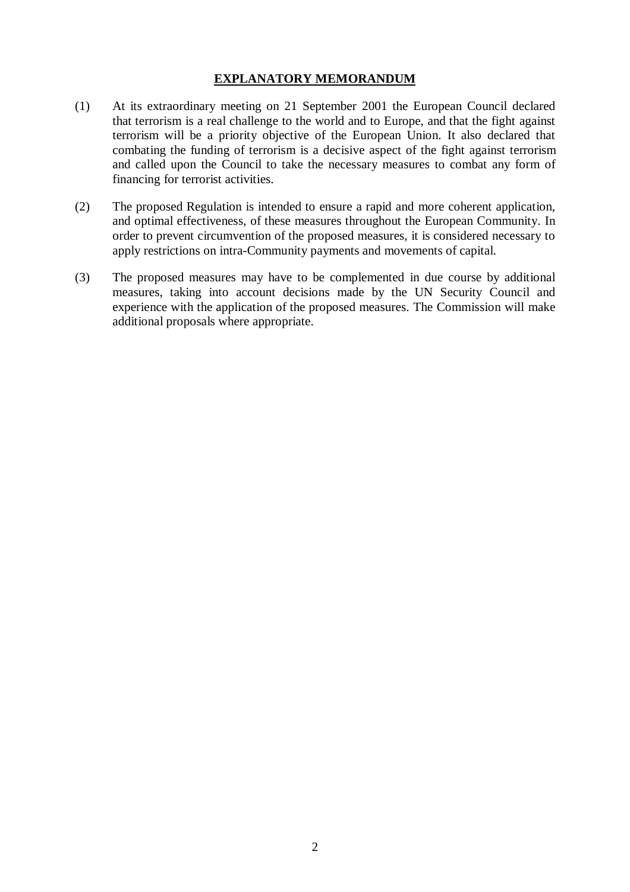## EXPLANATORY MEMORANDUM

(1) At its extraordinary meeting on 21 September 2001 the European Council declared that terrorism is a real challenge to the world and to Europe, and that the fight against terrorism will be a priority objective of the European Union. It also declared that combating the funding of terrorism is a decisive aspect of the fight against terrorism and called upon the Council to take the necessary measures to combat any form of financing for terrorist activities.

(2) The proposed Regulation is intended to ensure a rapid and more coherent application, and optimal effectiveness, of these measures throughout the European Community. In order to prevent circumvention of the proposed measures, it is considered necessary to apply restrictions on intra-Community payments and movements of capital.

(3) The proposed measures may have to be complemented in due course by additional measures, taking into account decisions made by the UN Security Council and experience with the application of the proposed measures. The Commission will make additional proposals where appropriate.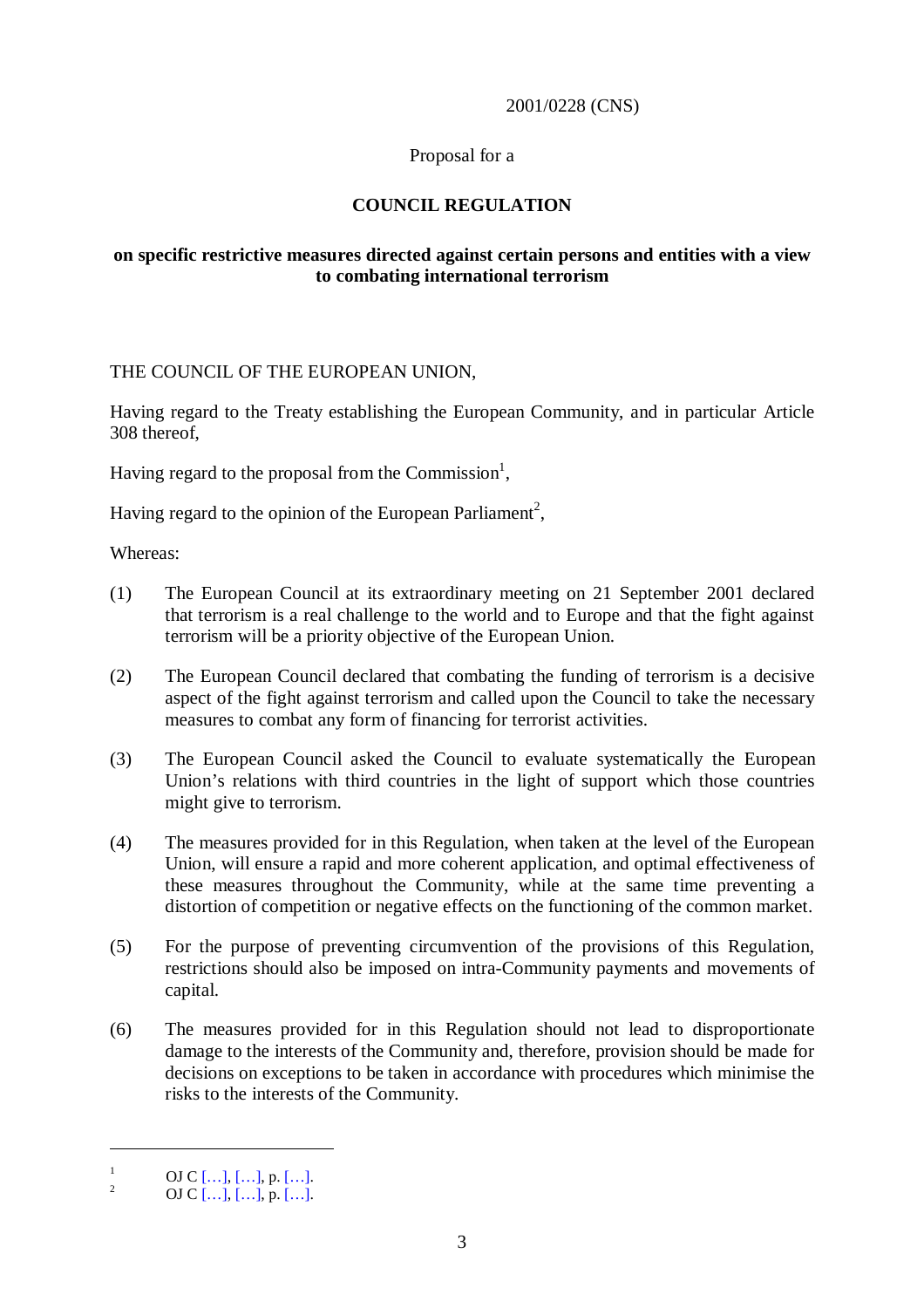2001/0228 (CNS)

Proposal for a

**COUNCIL REGULATION**

**on specific restrictive measures directed against certain persons and entities with a view to combating international terrorism**

THE COUNCIL OF THE EUROPEAN UNION,

Having regard to the Treaty establishing the European Community, and in particular Article 308 thereof,

Having regard to the proposal from the Commission[1],

Having regard to the opinion of the European Parliament[2],

Whereas:

(1) The European Council at its extraordinary meeting on 21 September 2001 declared that terrorism is a real challenge to the world and to Europe and that the fight against terrorism will be a priority objective of the European Union.

(2) The European Council declared that combating the funding of terrorism is a decisive aspect of the fight against terrorism and called upon the Council to take the necessary measures to combat any form of financing for terrorist activities.

(3) The European Council asked the Council to evaluate systematically the European Union's relations with third countries in the light of support which those countries might give to terrorism.

(4) The measures provided for in this Regulation, when taken at the level of the European Union, will ensure a rapid and more coherent application, and optimal effectiveness of these measures throughout the Community, while at the same time preventing a distortion of competition or negative effects on the functioning of the common market.

(5) For the purpose of preventing circumvention of the provisions of this Regulation, restrictions should also be imposed on intra-Community payments and movements of capital.

(6) The measures provided for in this Regulation should not lead to disproportionate damage to the interests of the Community and, therefore, provision should be made for decisions on exceptions to be taken in accordance with procedures which minimise the risks to the interests of the Community.

---

[1] OJ C […], […], p. […].

[2] OJ C […], […], p. […].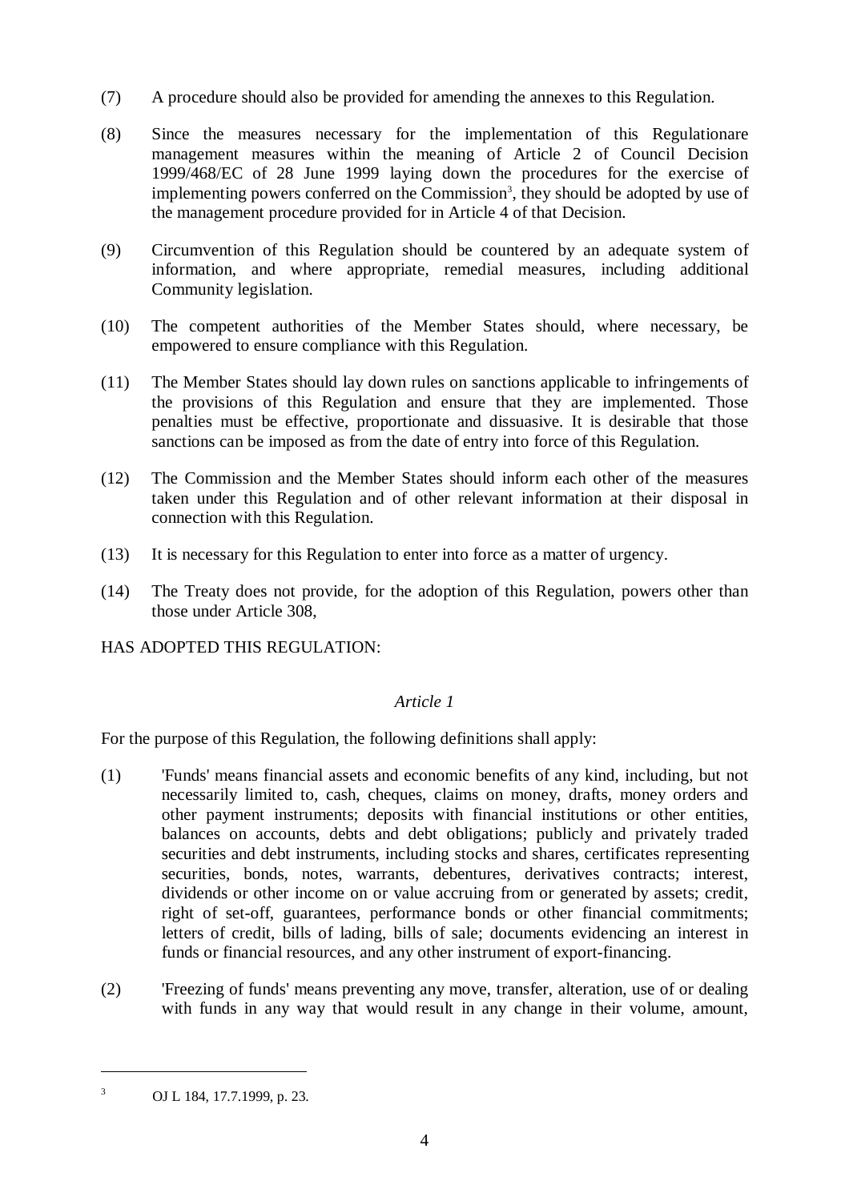(7) A procedure should also be provided for amending the annexes to this Regulation.

(8) Since the measures necessary for the implementation of this Regulationare management measures within the meaning of Article 2 of Council Decision 1999/468/EC of 28 June 1999 laying down the procedures for the exercise of implementing powers conferred on the Commission[3], they should be adopted by use of the management procedure provided for in Article 4 of that Decision.

(9) Circumvention of this Regulation should be countered by an adequate system of information, and where appropriate, remedial measures, including additional Community legislation.

(10) The competent authorities of the Member States should, where necessary, be empowered to ensure compliance with this Regulation.

(11) The Member States should lay down rules on sanctions applicable to infringements of the provisions of this Regulation and ensure that they are implemented. Those penalties must be effective, proportionate and dissuasive. It is desirable that those sanctions can be imposed as from the date of entry into force of this Regulation.

(12) The Commission and the Member States should inform each other of the measures taken under this Regulation and of other relevant information at their disposal in connection with this Regulation.

(13) It is necessary for this Regulation to enter into force as a matter of urgency.

(14) The Treaty does not provide, for the adoption of this Regulation, powers other than those under Article 308,

HAS ADOPTED THIS REGULATION:

*Article 1*

For the purpose of this Regulation, the following definitions shall apply:

(1) 'Funds' means financial assets and economic benefits of any kind, including, but not necessarily limited to, cash, cheques, claims on money, drafts, money orders and other payment instruments; deposits with financial institutions or other entities, balances on accounts, debts and debt obligations; publicly and privately traded securities and debt instruments, including stocks and shares, certificates representing securities, bonds, notes, warrants, debentures, derivatives contracts; interest, dividends or other income on or value accruing from or generated by assets; credit, right of set-off, guarantees, performance bonds or other financial commitments; letters of credit, bills of lading, bills of sale; documents evidencing an interest in funds or financial resources, and any other instrument of export-financing.

(2) 'Freezing of funds' means preventing any move, transfer, alteration, use of or dealing with funds in any way that would result in any change in their volume, amount,

[3] OJ L 184, 17.7.1999, p. 23.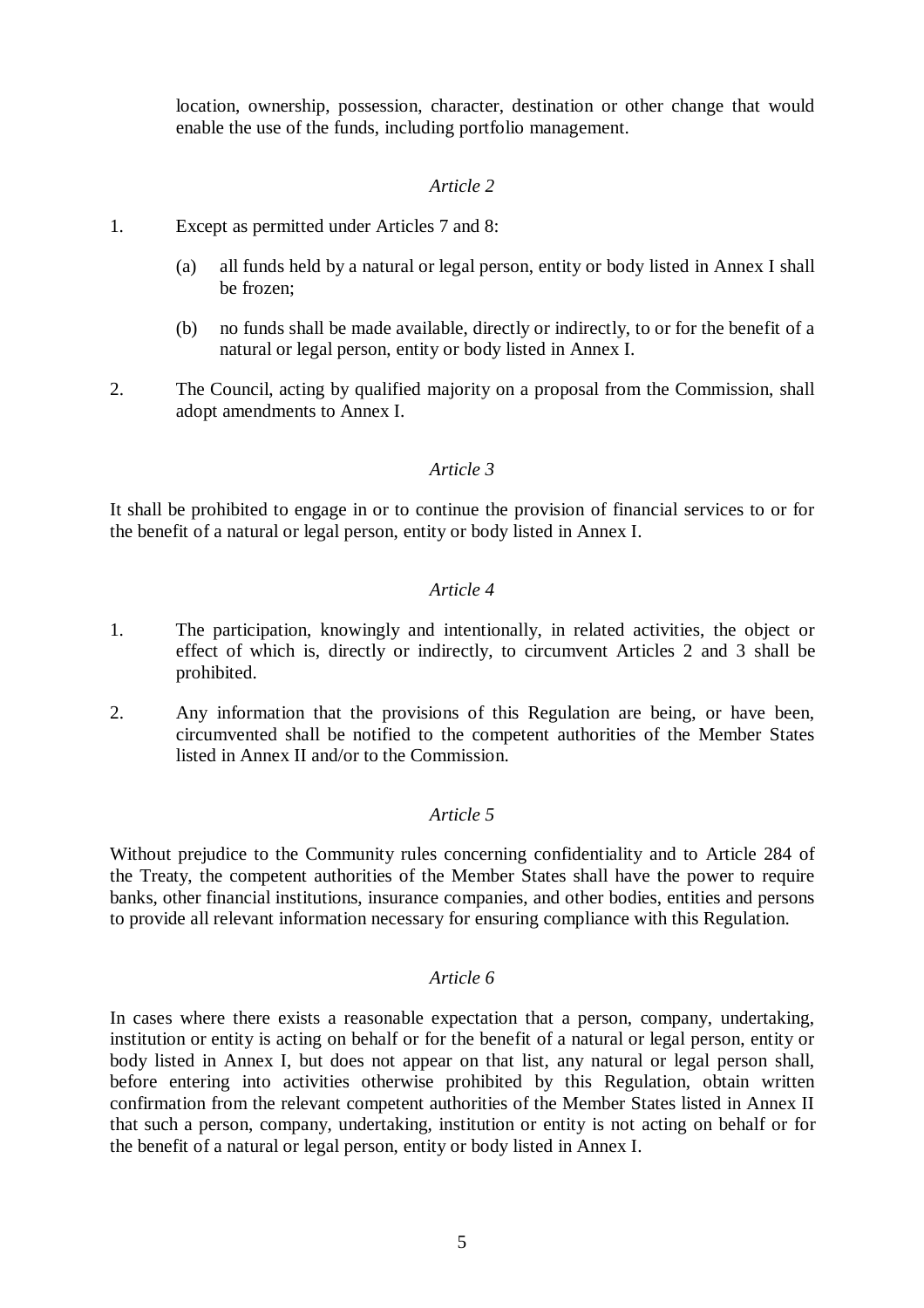location, ownership, possession, character, destination or other change that would enable the use of the funds, including portfolio management.

*Article 2*

1. Except as permitted under Articles 7 and 8:

   (a) all funds held by a natural or legal person, entity or body listed in Annex I shall be frozen;

   (b) no funds shall be made available, directly or indirectly, to or for the benefit of a natural or legal person, entity or body listed in Annex I.

2. The Council, acting by qualified majority on a proposal from the Commission, shall adopt amendments to Annex I.

*Article 3*

It shall be prohibited to engage in or to continue the provision of financial services to or for the benefit of a natural or legal person, entity or body listed in Annex I.

*Article 4*

1. The participation, knowingly and intentionally, in related activities, the object or effect of which is, directly or indirectly, to circumvent Articles 2 and 3 shall be prohibited.

2. Any information that the provisions of this Regulation are being, or have been, circumvented shall be notified to the competent authorities of the Member States listed in Annex II and/or to the Commission.

*Article 5*

Without prejudice to the Community rules concerning confidentiality and to Article 284 of the Treaty, the competent authorities of the Member States shall have the power to require banks, other financial institutions, insurance companies, and other bodies, entities and persons to provide all relevant information necessary for ensuring compliance with this Regulation.

*Article 6*

In cases where there exists a reasonable expectation that a person, company, undertaking, institution or entity is acting on behalf or for the benefit of a natural or legal person, entity or body listed in Annex I, but does not appear on that list, any natural or legal person shall, before entering into activities otherwise prohibited by this Regulation, obtain written confirmation from the relevant competent authorities of the Member States listed in Annex II that such a person, company, undertaking, institution or entity is not acting on behalf or for the benefit of a natural or legal person, entity or body listed in Annex I.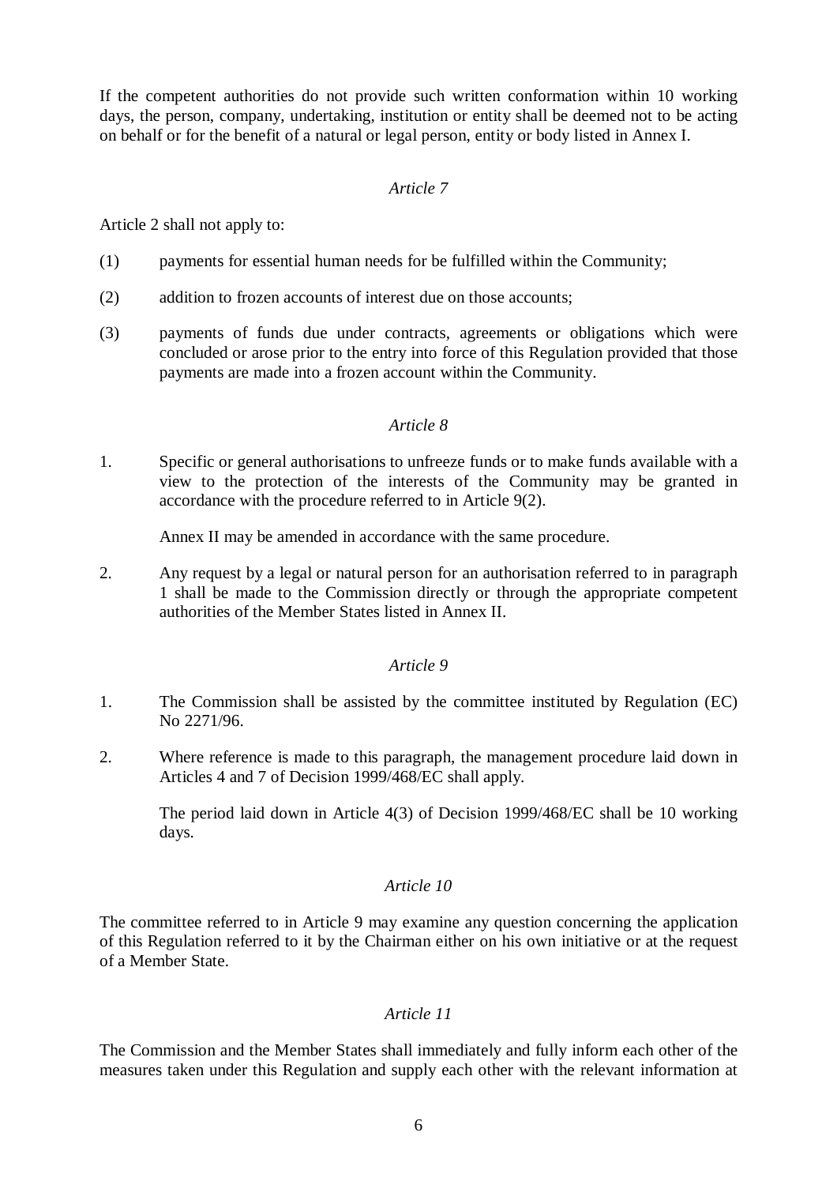If the competent authorities do not provide such written conformation within 10 working days, the person, company, undertaking, institution or entity shall be deemed not to be acting on behalf or for the benefit of a natural or legal person, entity or body listed in Annex I.

*Article 7*

Article 2 shall not apply to:

(1) payments for essential human needs for be fulfilled within the Community;

(2) addition to frozen accounts of interest due on those accounts;

(3) payments of funds due under contracts, agreements or obligations which were concluded or arose prior to the entry into force of this Regulation provided that those payments are made into a frozen account within the Community.

*Article 8*

1. Specific or general authorisations to unfreeze funds or to make funds available with a view to the protection of the interests of the Community may be granted in accordance with the procedure referred to in Article 9(2).

   Annex II may be amended in accordance with the same procedure.

2. Any request by a legal or natural person for an authorisation referred to in paragraph 1 shall be made to the Commission directly or through the appropriate competent authorities of the Member States listed in Annex II.

*Article 9*

1. The Commission shall be assisted by the committee instituted by Regulation (EC) No 2271/96.

2. Where reference is made to this paragraph, the management procedure laid down in Articles 4 and 7 of Decision 1999/468/EC shall apply.

   The period laid down in Article 4(3) of Decision 1999/468/EC shall be 10 working days.

*Article 10*

The committee referred to in Article 9 may examine any question concerning the application of this Regulation referred to it by the Chairman either on his own initiative or at the request of a Member State.

*Article 11*

The Commission and the Member States shall immediately and fully inform each other of the measures taken under this Regulation and supply each other with the relevant information at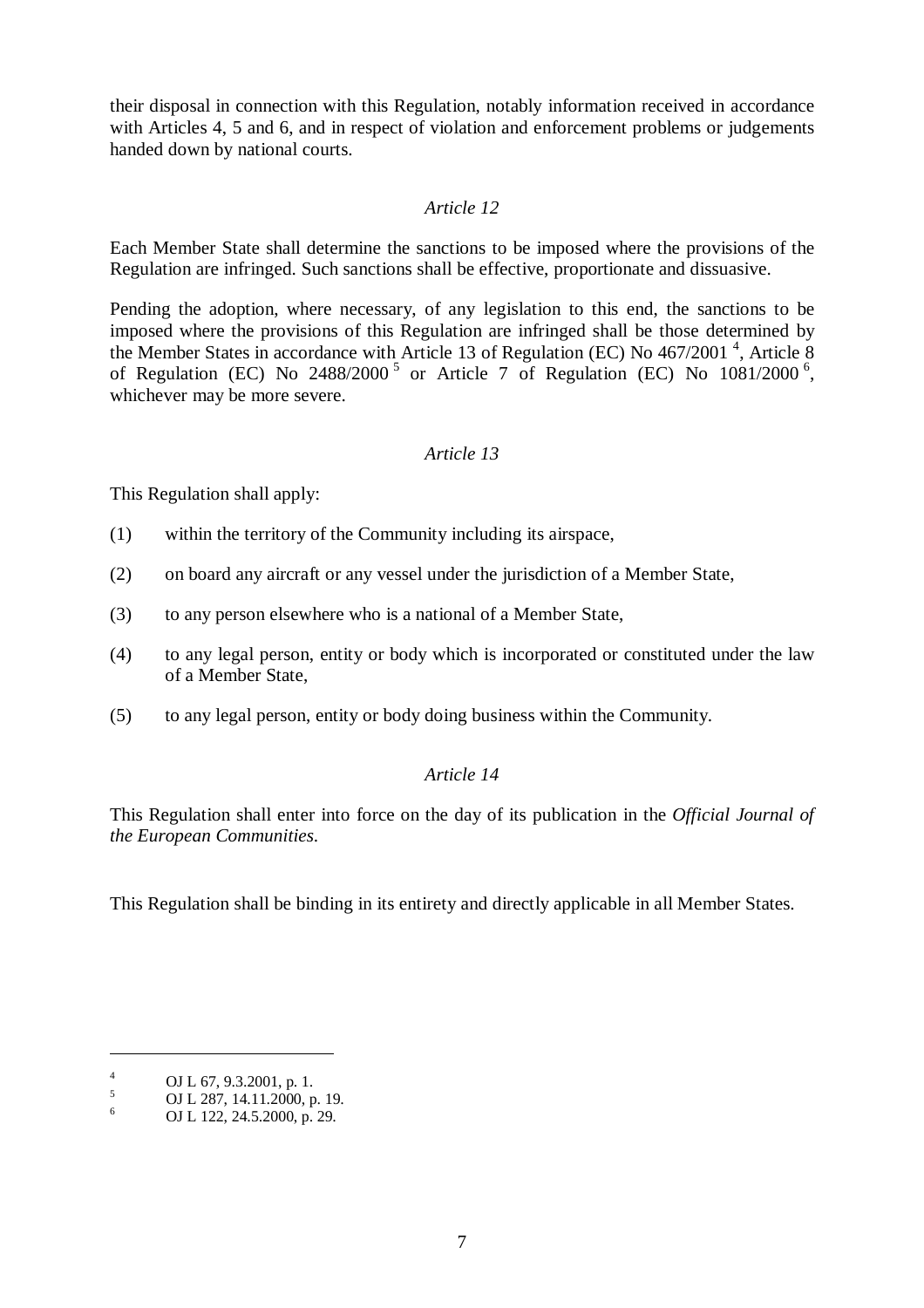their disposal in connection with this Regulation, notably information received in accordance with Articles 4, 5 and 6, and in respect of violation and enforcement problems or judgements handed down by national courts.

*Article 12*

Each Member State shall determine the sanctions to be imposed where the provisions of the Regulation are infringed. Such sanctions shall be effective, proportionate and dissuasive.

Pending the adoption, where necessary, of any legislation to this end, the sanctions to be imposed where the provisions of this Regulation are infringed shall be those determined by the Member States in accordance with Article 13 of Regulation (EC) No 467/2001 [4], Article 8 of Regulation (EC) No 2488/2000 [5] or Article 7 of Regulation (EC) No 1081/2000 [6], whichever may be more severe.

*Article 13*

This Regulation shall apply:

(1) within the territory of the Community including its airspace,

(2) on board any aircraft or any vessel under the jurisdiction of a Member State,

(3) to any person elsewhere who is a national of a Member State,

(4) to any legal person, entity or body which is incorporated or constituted under the law of a Member State,

(5) to any legal person, entity or body doing business within the Community.

*Article 14*

This Regulation shall enter into force on the day of its publication in the *Official Journal of the European Communities*.

This Regulation shall be binding in its entirety and directly applicable in all Member States.

---

[4] OJ L 67, 9.3.2001, p. 1.

[5] OJ L 287, 14.11.2000, p. 19.

[6] OJ L 122, 24.5.2000, p. 29.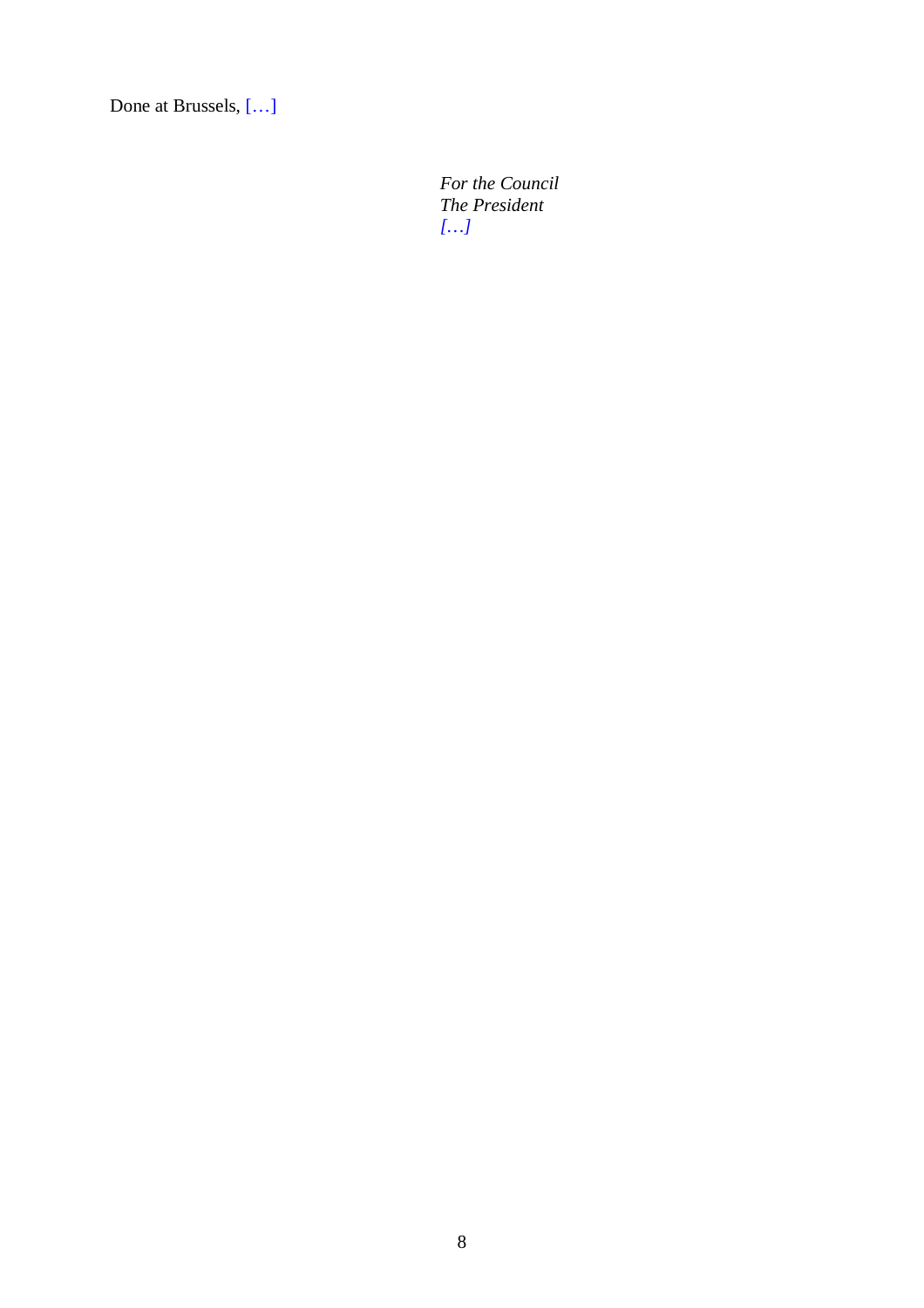Done at Brussels, […]

*For the Council*
*The President*
*[…]*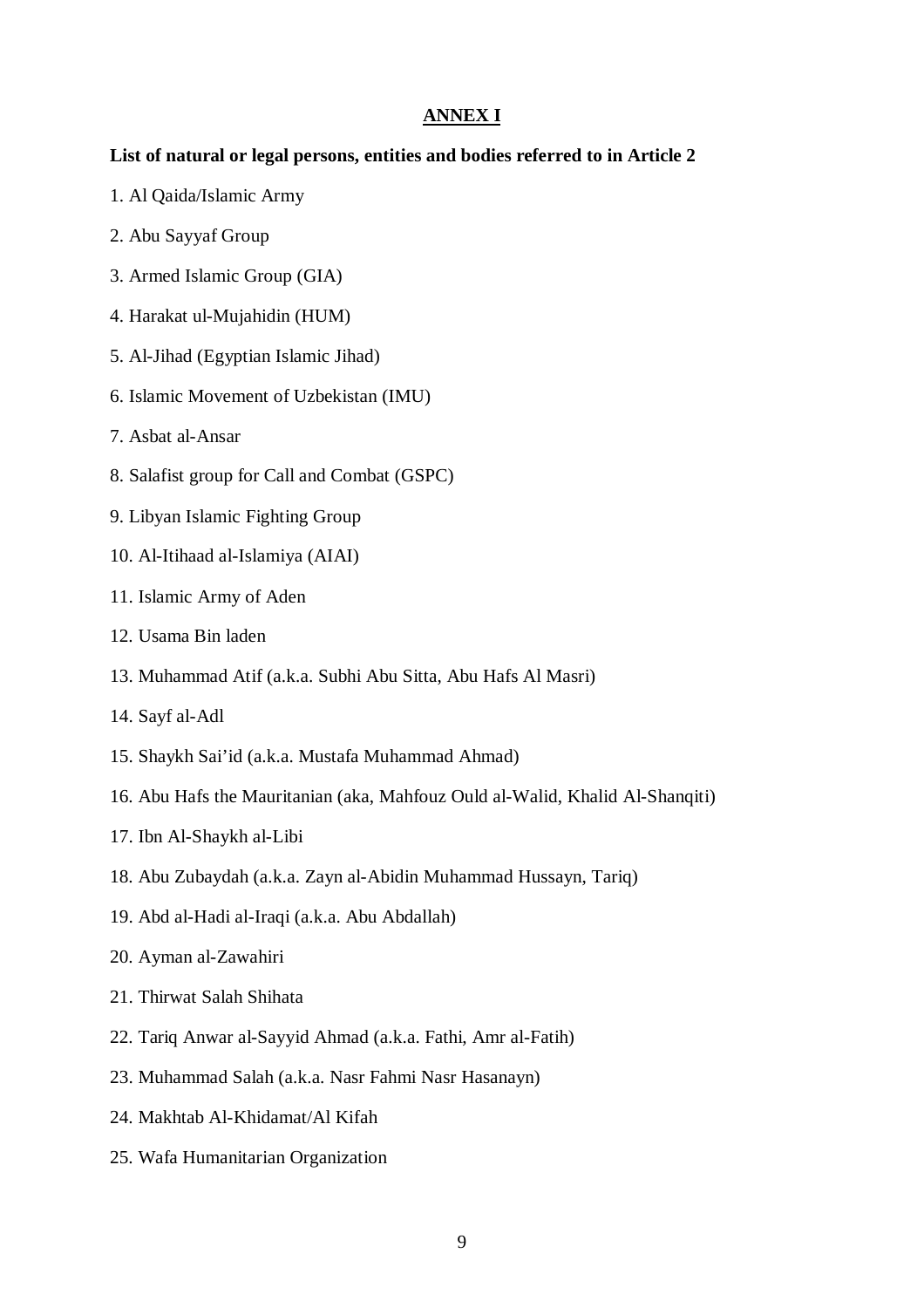**ANNEX I**

**List of natural or legal persons, entities and bodies referred to in Article 2**

1. Al Qaida/Islamic Army

2. Abu Sayyaf Group

3. Armed Islamic Group (GIA)

4. Harakat ul-Mujahidin (HUM)

5. Al-Jihad (Egyptian Islamic Jihad)

6. Islamic Movement of Uzbekistan (IMU)

7. Asbat al-Ansar

8. Salafist group for Call and Combat (GSPC)

9. Libyan Islamic Fighting Group

10. Al-Itihaad al-Islamiya (AIAI)

11. Islamic Army of Aden

12. Usama Bin laden

13. Muhammad Atif (a.k.a. Subhi Abu Sitta, Abu Hafs Al Masri)

14. Sayf al-Adl

15. Shaykh Sai'id (a.k.a. Mustafa Muhammad Ahmad)

16. Abu Hafs the Mauritanian (aka, Mahfouz Ould al-Walid, Khalid Al-Shanqiti)

17. Ibn Al-Shaykh al-Libi

18. Abu Zubaydah (a.k.a. Zayn al-Abidin Muhammad Hussayn, Tariq)

19. Abd al-Hadi al-Iraqi (a.k.a. Abu Abdallah)

20. Ayman al-Zawahiri

21. Thirwat Salah Shihata

22. Tariq Anwar al-Sayyid Ahmad (a.k.a. Fathi, Amr al-Fatih)

23. Muhammad Salah (a.k.a. Nasr Fahmi Nasr Hasanayn)

24. Makhtab Al-Khidamat/Al Kifah

25. Wafa Humanitarian Organization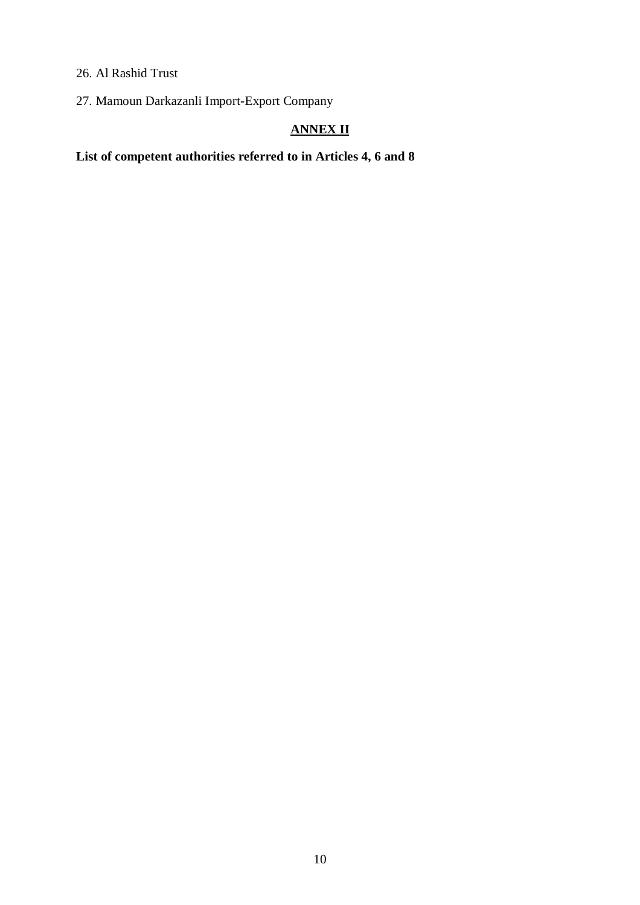26. Al Rashid Trust

27. Mamoun Darkazanli Import-Export Company

## ANNEX II

**List of competent authorities referred to in Articles 4, 6 and 8**